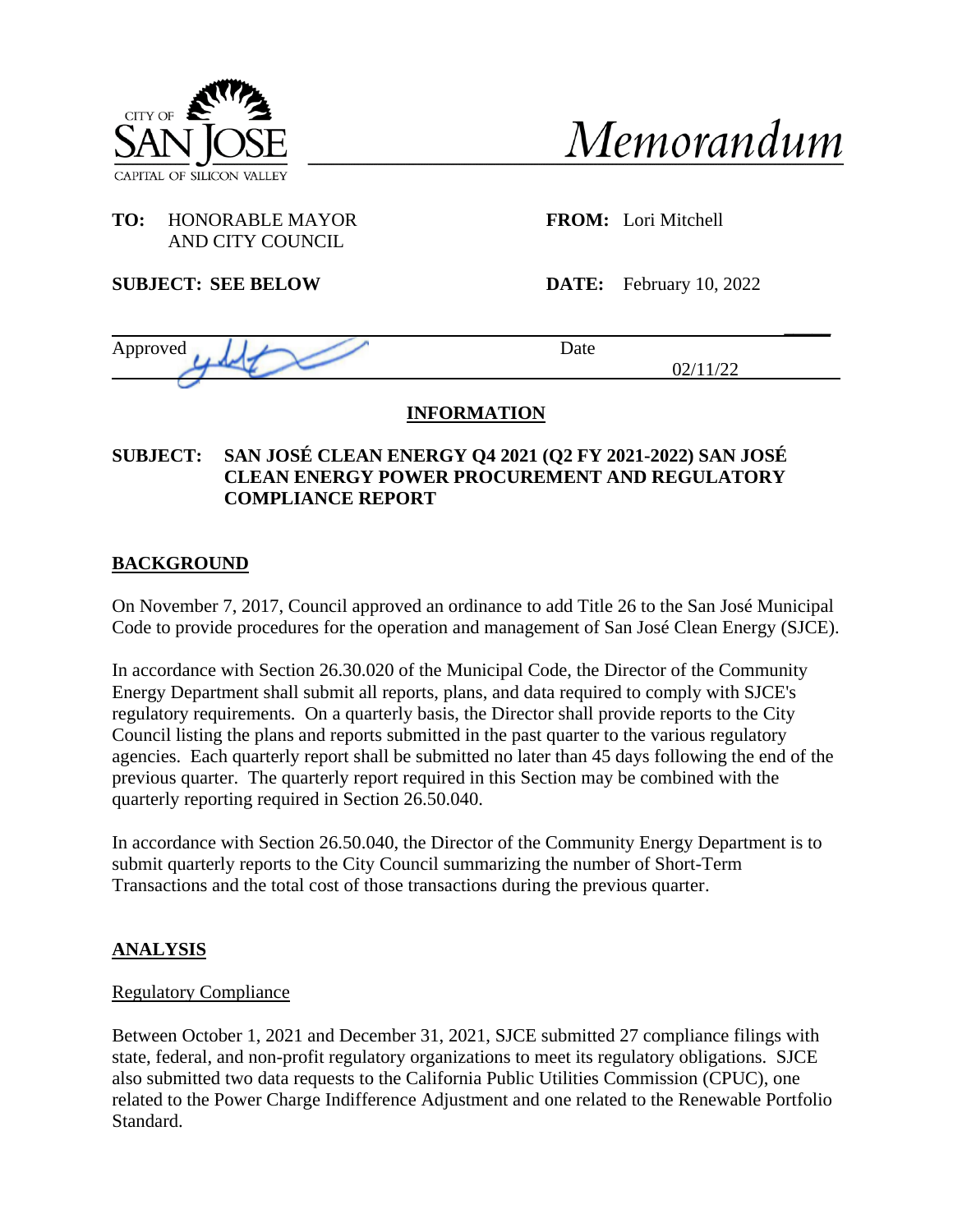CITY OF SAN JOSE
CAPITAL OF SILICON VALLEY

# *Memorandum*

**TO:** HONORABLE MAYOR AND CITY COUNCIL

**FROM:** Lori Mitchell

**SUBJECT: SEE BELOW**

**DATE:** February 10, 2022

Approved | Date 02/11/22

**INFORMATION**

**SUBJECT: SAN JOSÉ CLEAN ENERGY Q4 2021 (Q2 FY 2021-2022) SAN JOSÉ CLEAN ENERGY POWER PROCUREMENT AND REGULATORY COMPLIANCE REPORT**

## BACKGROUND

On November 7, 2017, Council approved an ordinance to add Title 26 to the San José Municipal Code to provide procedures for the operation and management of San José Clean Energy (SJCE).

In accordance with Section 26.30.020 of the Municipal Code, the Director of the Community Energy Department shall submit all reports, plans, and data required to comply with SJCE's regulatory requirements. On a quarterly basis, the Director shall provide reports to the City Council listing the plans and reports submitted in the past quarter to the various regulatory agencies. Each quarterly report shall be submitted no later than 45 days following the end of the previous quarter. The quarterly report required in this Section may be combined with the quarterly reporting required in Section 26.50.040.

In accordance with Section 26.50.040, the Director of the Community Energy Department is to submit quarterly reports to the City Council summarizing the number of Short-Term Transactions and the total cost of those transactions during the previous quarter.

## ANALYSIS

### Regulatory Compliance

Between October 1, 2021 and December 31, 2021, SJCE submitted 27 compliance filings with state, federal, and non-profit regulatory organizations to meet its regulatory obligations. SJCE also submitted two data requests to the California Public Utilities Commission (CPUC), one related to the Power Charge Indifference Adjustment and one related to the Renewable Portfolio Standard.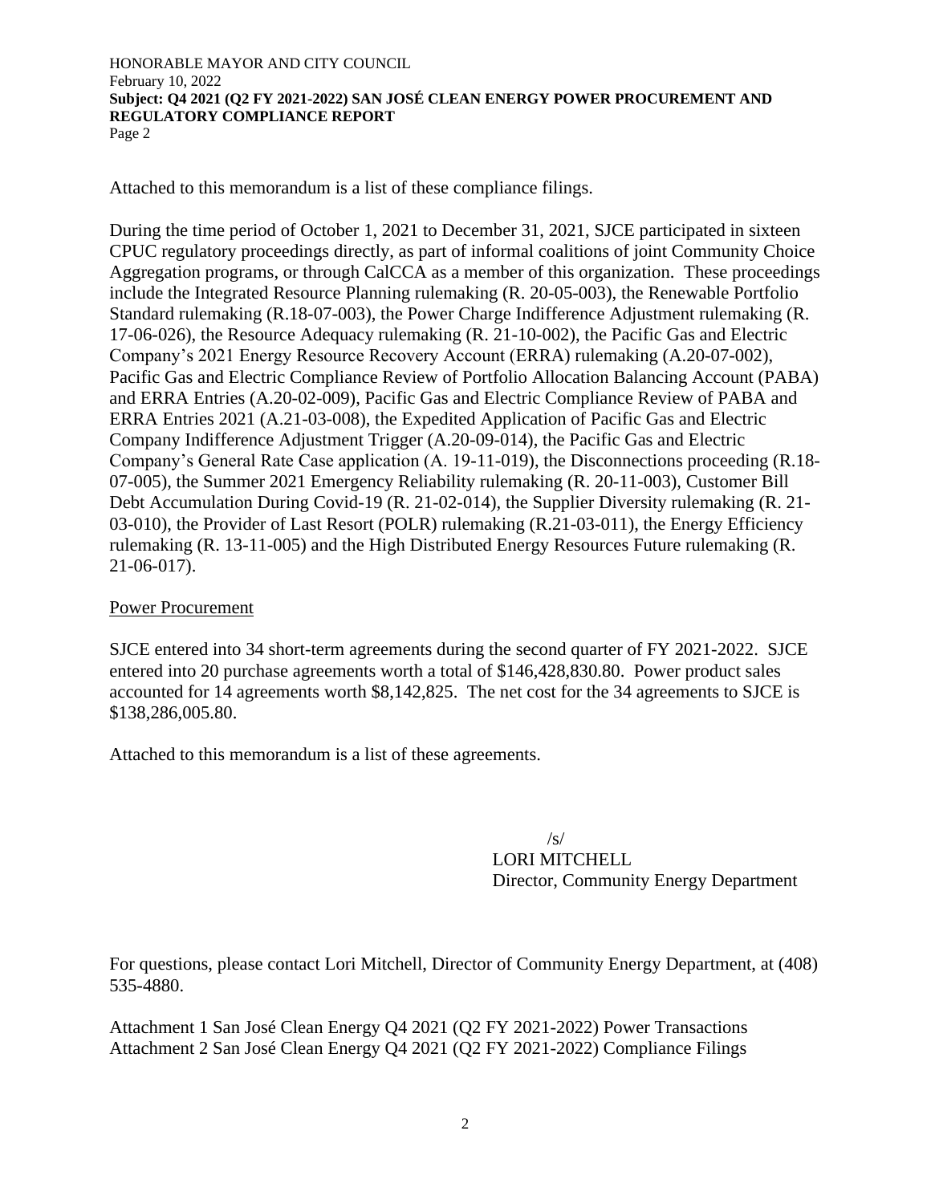Attached to this memorandum is a list of these compliance filings.

During the time period of October 1, 2021 to December 31, 2021, SJCE participated in sixteen CPUC regulatory proceedings directly, as part of informal coalitions of joint Community Choice Aggregation programs, or through CalCCA as a member of this organization. These proceedings include the Integrated Resource Planning rulemaking (R. 20-05-003), the Renewable Portfolio Standard rulemaking (R.18-07-003), the Power Charge Indifference Adjustment rulemaking (R. 17-06-026), the Resource Adequacy rulemaking (R. 21-10-002), the Pacific Gas and Electric Company's 2021 Energy Resource Recovery Account (ERRA) rulemaking (A.20-07-002), Pacific Gas and Electric Compliance Review of Portfolio Allocation Balancing Account (PABA) and ERRA Entries (A.20-02-009), Pacific Gas and Electric Compliance Review of PABA and ERRA Entries 2021 (A.21-03-008), the Expedited Application of Pacific Gas and Electric Company Indifference Adjustment Trigger (A.20-09-014), the Pacific Gas and Electric Company's General Rate Case application (A. 19-11-019), the Disconnections proceeding (R.18-07-005), the Summer 2021 Emergency Reliability rulemaking (R. 20-11-003), Customer Bill Debt Accumulation During Covid-19 (R. 21-02-014), the Supplier Diversity rulemaking (R. 21-03-010), the Provider of Last Resort (POLR) rulemaking (R.21-03-011), the Energy Efficiency rulemaking (R. 13-11-005) and the High Distributed Energy Resources Future rulemaking (R. 21-06-017).

## Power Procurement

SJCE entered into 34 short-term agreements during the second quarter of FY 2021-2022. SJCE entered into 20 purchase agreements worth a total of $146,428,830.80. Power product sales accounted for 14 agreements worth $8,142,825. The net cost for the 34 agreements to SJCE is $138,286,005.80.

Attached to this memorandum is a list of these agreements.

/s/  
LORI MITCHELL  
Director, Community Energy Department

For questions, please contact Lori Mitchell, Director of Community Energy Department, at (408) 535-4880.

Attachment 1 San José Clean Energy Q4 2021 (Q2 FY 2021-2022) Power Transactions  
Attachment 2 San José Clean Energy Q4 2021 (Q2 FY 2021-2022) Compliance Filings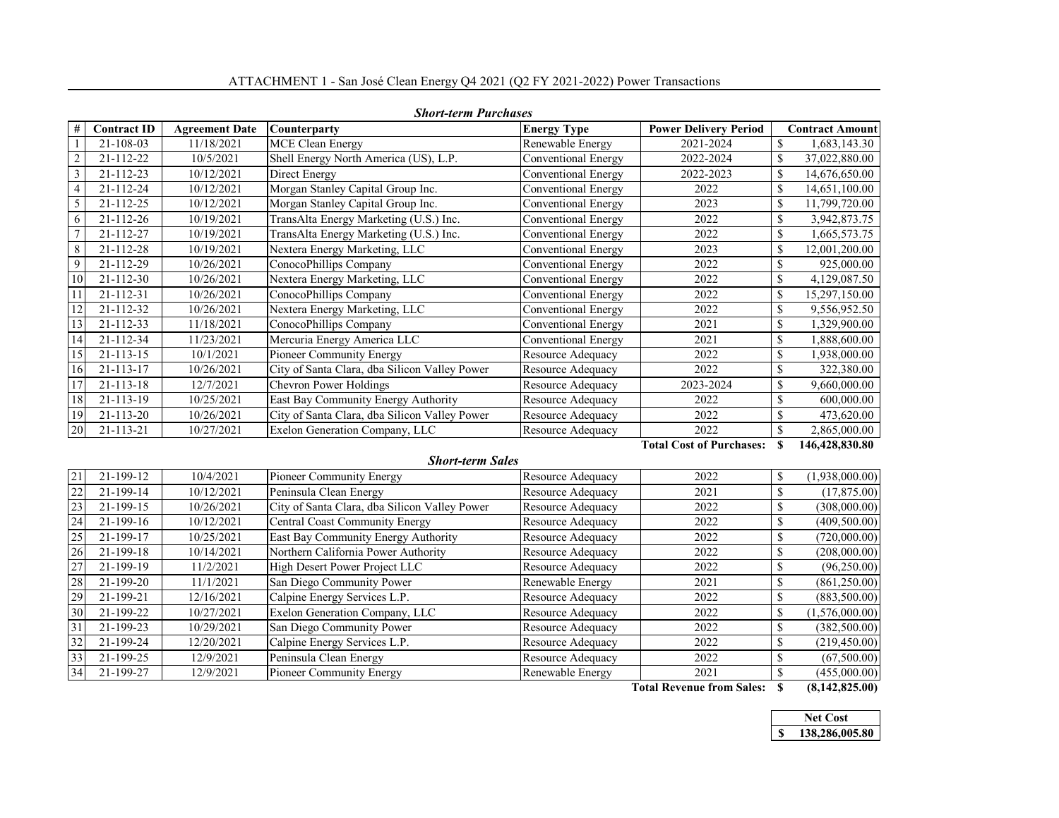# ATTACHMENT 1 - San José Clean Energy Q4 2021 (Q2 FY 2021-2022) Power Transactions

***Short-term Purchases***

| # | Contract ID | Agreement Date | Counterparty | Energy Type | Power Delivery Period | Contract Amount |
|---|---|---|---|---|---|---|
| 1 | 21-108-03 | 11/18/2021 | MCE Clean Energy | Renewable Energy | 2021-2024 | $ 1,683,143.30 |
| 2 | 21-112-22 | 10/5/2021 | Shell Energy North America (US), L.P. | Conventional Energy | 2022-2024 | $ 37,022,880.00 |
| 3 | 21-112-23 | 10/12/2021 | Direct Energy | Conventional Energy | 2022-2023 | $ 14,676,650.00 |
| 4 | 21-112-24 | 10/12/2021 | Morgan Stanley Capital Group Inc. | Conventional Energy | 2022 | $ 14,651,100.00 |
| 5 | 21-112-25 | 10/12/2021 | Morgan Stanley Capital Group Inc. | Conventional Energy | 2023 | $ 11,799,720.00 |
| 6 | 21-112-26 | 10/19/2021 | TransAlta Energy Marketing (U.S.) Inc. | Conventional Energy | 2022 | $ 3,942,873.75 |
| 7 | 21-112-27 | 10/19/2021 | TransAlta Energy Marketing (U.S.) Inc. | Conventional Energy | 2022 | $ 1,665,573.75 |
| 8 | 21-112-28 | 10/19/2021 | Nextera Energy Marketing, LLC | Conventional Energy | 2023 | $ 12,001,200.00 |
| 9 | 21-112-29 | 10/26/2021 | ConocoPhillips Company | Conventional Energy | 2022 | $ 925,000.00 |
| 10 | 21-112-30 | 10/26/2021 | Nextera Energy Marketing, LLC | Conventional Energy | 2022 | $ 4,129,087.50 |
| 11 | 21-112-31 | 10/26/2021 | ConocoPhillips Company | Conventional Energy | 2022 | $ 15,297,150.00 |
| 12 | 21-112-32 | 10/26/2021 | Nextera Energy Marketing, LLC | Conventional Energy | 2022 | $ 9,556,952.50 |
| 13 | 21-112-33 | 11/18/2021 | ConocoPhillips Company | Conventional Energy | 2021 | $ 1,329,900.00 |
| 14 | 21-112-34 | 11/23/2021 | Mercuria Energy America LLC | Conventional Energy | 2021 | $ 1,888,600.00 |
| 15 | 21-113-15 | 10/1/2021 | Pioneer Community Energy | Resource Adequacy | 2022 | $ 1,938,000.00 |
| 16 | 21-113-17 | 10/26/2021 | City of Santa Clara, dba Silicon Valley Power | Resource Adequacy | 2022 | $ 322,380.00 |
| 17 | 21-113-18 | 12/7/2021 | Chevron Power Holdings | Resource Adequacy | 2023-2024 | $ 9,660,000.00 |
| 18 | 21-113-19 | 10/25/2021 | East Bay Community Energy Authority | Resource Adequacy | 2022 | $ 600,000.00 |
| 19 | 21-113-20 | 10/26/2021 | City of Santa Clara, dba Silicon Valley Power | Resource Adequacy | 2022 | $ 473,620.00 |
| 20 | 21-113-21 | 10/27/2021 | Exelon Generation Company, LLC | Resource Adequacy | 2022 | $ 2,865,000.00 |
| | | | | | **Total Cost of Purchases:** | **$ 146,428,830.80** |

***Short-term Sales***

| # | Contract ID | Agreement Date | Counterparty | Energy Type | Power Delivery Period | Contract Amount |
|---|---|---|---|---|---|---|
| 21 | 21-199-12 | 10/4/2021 | Pioneer Community Energy | Resource Adequacy | 2022 | $ (1,938,000.00) |
| 22 | 21-199-14 | 10/12/2021 | Peninsula Clean Energy | Resource Adequacy | 2021 | $ (17,875.00) |
| 23 | 21-199-15 | 10/26/2021 | City of Santa Clara, dba Silicon Valley Power | Resource Adequacy | 2022 | $ (308,000.00) |
| 24 | 21-199-16 | 10/12/2021 | Central Coast Community Energy | Resource Adequacy | 2022 | $ (409,500.00) |
| 25 | 21-199-17 | 10/25/2021 | East Bay Community Energy Authority | Resource Adequacy | 2022 | $ (720,000.00) |
| 26 | 21-199-18 | 10/14/2021 | Northern California Power Authority | Resource Adequacy | 2022 | $ (208,000.00) |
| 27 | 21-199-19 | 11/2/2021 | High Desert Power Project LLC | Resource Adequacy | 2022 | $ (96,250.00) |
| 28 | 21-199-20 | 11/1/2021 | San Diego Community Power | Renewable Energy | 2021 | $ (861,250.00) |
| 29 | 21-199-21 | 12/16/2021 | Calpine Energy Services L.P. | Resource Adequacy | 2022 | $ (883,500.00) |
| 30 | 21-199-22 | 10/27/2021 | Exelon Generation Company, LLC | Resource Adequacy | 2022 | $ (1,576,000.00) |
| 31 | 21-199-23 | 10/29/2021 | San Diego Community Power | Resource Adequacy | 2022 | $ (382,500.00) |
| 32 | 21-199-24 | 12/20/2021 | Calpine Energy Services L.P. | Resource Adequacy | 2022 | $ (219,450.00) |
| 33 | 21-199-25 | 12/9/2021 | Peninsula Clean Energy | Resource Adequacy | 2022 | $ (67,500.00) |
| 34 | 21-199-27 | 12/9/2021 | Pioneer Community Energy | Renewable Energy | 2021 | $ (455,000.00) |
| | | | | | **Total Revenue from Sales:** | **$ (8,142,825.00)** |

| Net Cost |
|---|
| **$ 138,286,005.80** |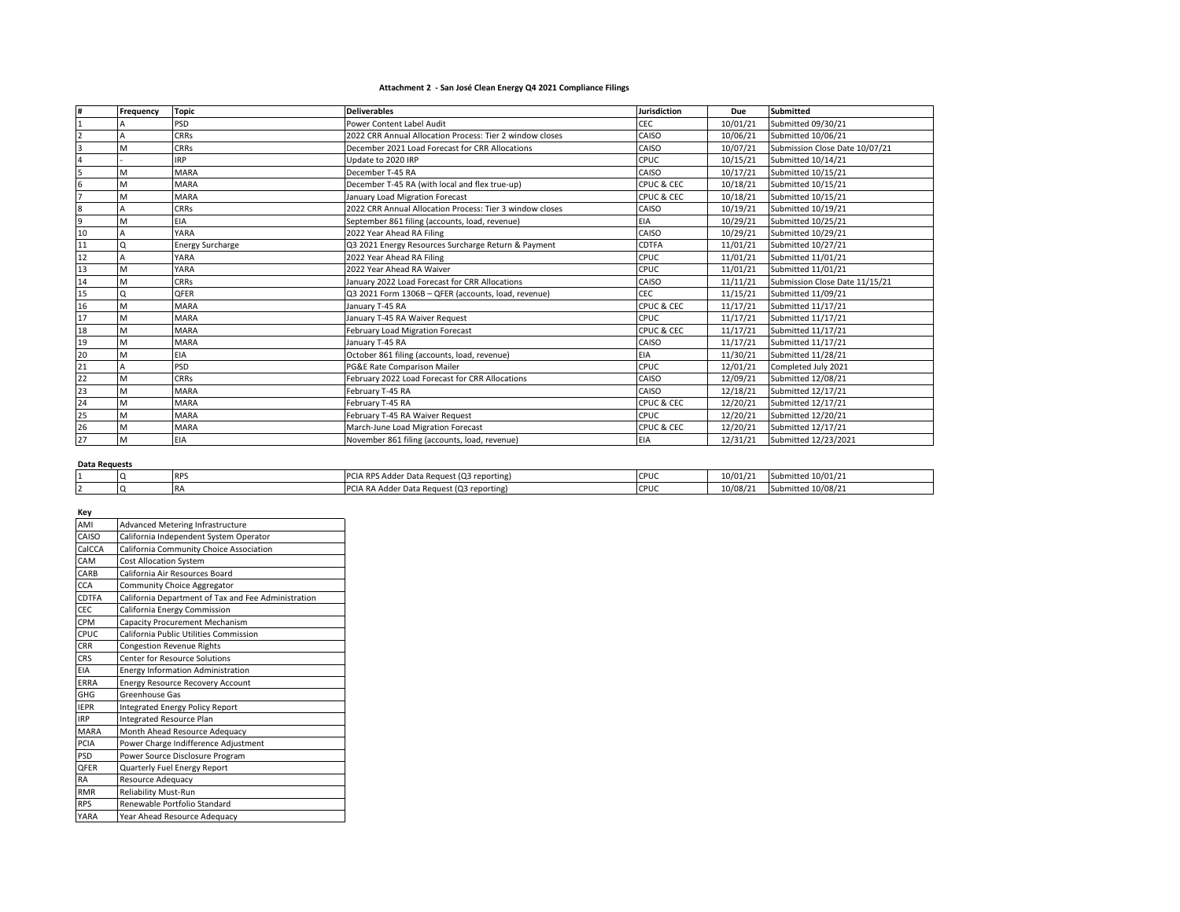**Attachment 2 - San José Clean Energy Q4 2021 Compliance Filings**

| # | Frequency | Topic | Deliverables | Jurisdiction | Due | Submitted |
|---|---|---|---|---|---|---|
| 1 | A | PSD | Power Content Label Audit | CEC | 10/01/21 | Submitted 09/30/21 |
| 2 | A | CRRs | 2022 CRR Annual Allocation Process: Tier 2 window closes | CAISO | 10/06/21 | Submitted 10/06/21 |
| 3 | M | CRRs | December 2021 Load Forecast for CRR Allocations | CAISO | 10/07/21 | Submission Close Date 10/07/21 |
| 4 | - | IRP | Update to 2020 IRP | CPUC | 10/15/21 | Submitted 10/14/21 |
| 5 | M | MARA | December T-45 RA | CAISO | 10/17/21 | Submitted 10/15/21 |
| 6 | M | MARA | December T-45 RA (with local and flex true-up) | CPUC & CEC | 10/18/21 | Submitted 10/15/21 |
| 7 | M | MARA | January Load Migration Forecast | CPUC & CEC | 10/18/21 | Submitted 10/15/21 |
| 8 | A | CRRs | 2022 CRR Annual Allocation Process: Tier 3 window closes | CAISO | 10/19/21 | Submitted 10/19/21 |
| 9 | M | EIA | September 861 filing (accounts, load, revenue) | EIA | 10/29/21 | Submitted 10/25/21 |
| 10 | A | YARA | 2022 Year Ahead RA Filing | CAISO | 10/29/21 | Submitted 10/29/21 |
| 11 | Q | Energy Surcharge | Q3 2021 Energy Resources Surcharge Return & Payment | CDTFA | 11/01/21 | Submitted 10/27/21 |
| 12 | A | YARA | 2022 Year Ahead RA Filing | CPUC | 11/01/21 | Submitted 11/01/21 |
| 13 | M | YARA | 2022 Year Ahead RA Waiver | CPUC | 11/01/21 | Submitted 11/01/21 |
| 14 | M | CRRs | January 2022 Load Forecast for CRR Allocations | CAISO | 11/11/21 | Submission Close Date 11/15/21 |
| 15 | Q | QFER | Q3 2021 Form 1306B – QFER (accounts, load, revenue) | CEC | 11/15/21 | Submitted 11/09/21 |
| 16 | M | MARA | January T-45 RA | CPUC & CEC | 11/17/21 | Submitted 11/17/21 |
| 17 | M | MARA | January T-45 RA Waiver Request | CPUC | 11/17/21 | Submitted 11/17/21 |
| 18 | M | MARA | February Load Migration Forecast | CPUC & CEC | 11/17/21 | Submitted 11/17/21 |
| 19 | M | MARA | January T-45 RA | CAISO | 11/17/21 | Submitted 11/17/21 |
| 20 | M | EIA | October 861 filing (accounts, load, revenue) | EIA | 11/30/21 | Submitted 11/28/21 |
| 21 | A | PSD | PG&E Rate Comparison Mailer | CPUC | 12/01/21 | Completed July 2021 |
| 22 | M | CRRs | February 2022 Load Forecast for CRR Allocations | CAISO | 12/09/21 | Submitted 12/08/21 |
| 23 | M | MARA | February T-45 RA | CAISO | 12/18/21 | Submitted 12/17/21 |
| 24 | M | MARA | February T-45 RA | CPUC & CEC | 12/20/21 | Submitted 12/17/21 |
| 25 | M | MARA | February T-45 RA Waiver Request | CPUC | 12/20/21 | Submitted 12/20/21 |
| 26 | M | MARA | March-June Load Migration Forecast | CPUC & CEC | 12/20/21 | Submitted 12/17/21 |
| 27 | M | EIA | November 861 filing (accounts, load, revenue) | EIA | 12/31/21 | Submitted 12/23/2021 |

**Data Requests**

| | | | | | | |
|---|---|---|---|---|---|---|
| 1 | Q | RPS | PCIA RPS Adder Data Request (Q3 reporting) | CPUC | 10/01/21 | Submitted 10/01/21 |
| 2 | Q | RA | PCIA RA Adder Data Request (Q3 reporting) | CPUC | 10/08/21 | Submitted 10/08/21 |

**Key**

| | |
|---|---|
| AMI | Advanced Metering Infrastructure |
| CAISO | California Independent System Operator |
| CalCCA | California Community Choice Association |
| CAM | Cost Allocation System |
| CARB | California Air Resources Board |
| CCA | Community Choice Aggregator |
| CDTFA | California Department of Tax and Fee Administration |
| CEC | California Energy Commission |
| CPM | Capacity Procurement Mechanism |
| CPUC | California Public Utilities Commission |
| CRR | Congestion Revenue Rights |
| CRS | Center for Resource Solutions |
| EIA | Energy Information Administration |
| ERRA | Energy Resource Recovery Account |
| GHG | Greenhouse Gas |
| IEPR | Integrated Energy Policy Report |
| IRP | Integrated Resource Plan |
| MARA | Month Ahead Resource Adequacy |
| PCIA | Power Charge Indifference Adjustment |
| PSD | Power Source Disclosure Program |
| QFER | Quarterly Fuel Energy Report |
| RA | Resource Adequacy |
| RMR | Reliability Must-Run |
| RPS | Renewable Portfolio Standard |
| YARA | Year Ahead Resource Adequacy |